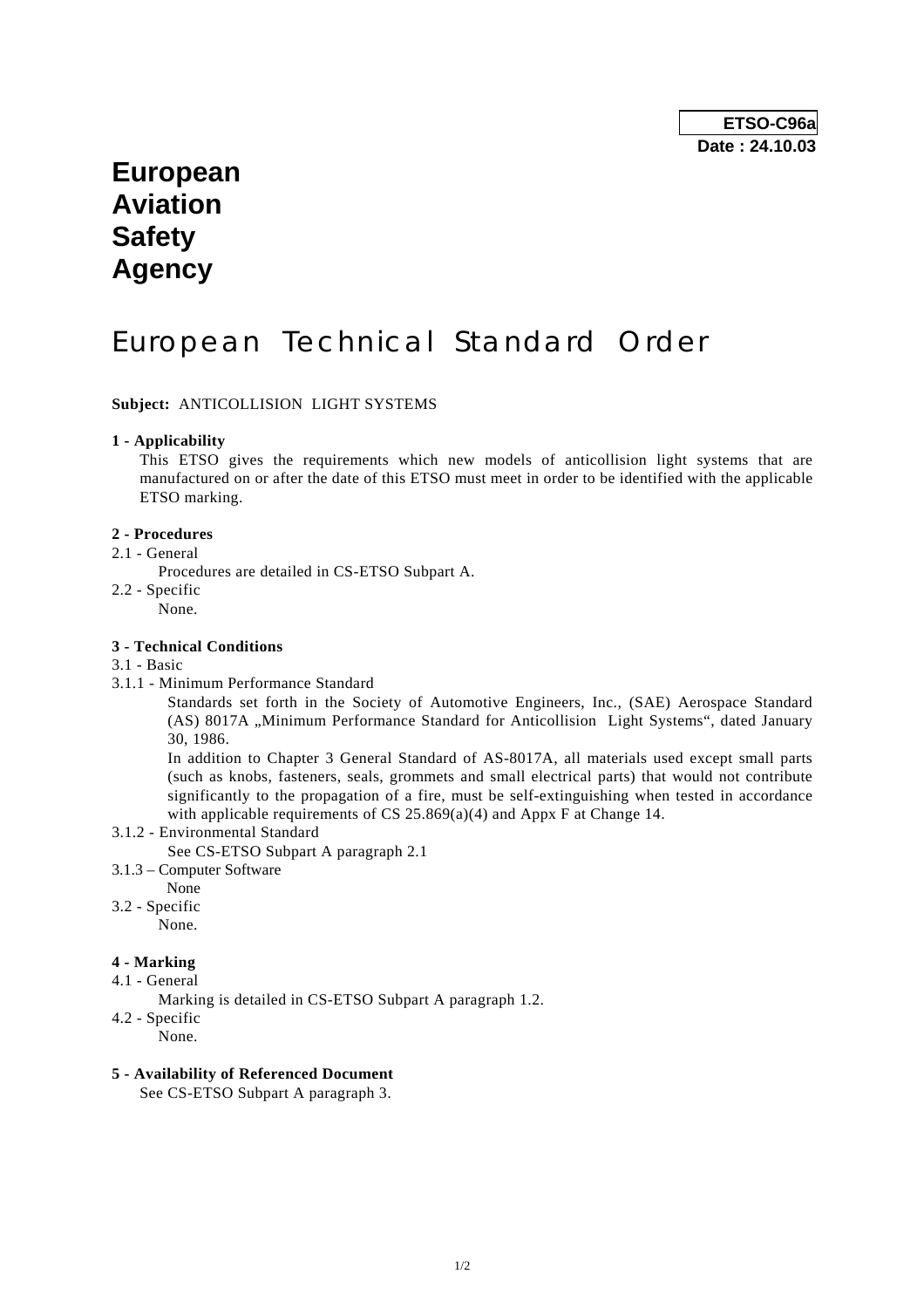**ETSO-C96a**
**Date : 24.10.03**

# European Aviation Safety Agency

# European Technical Standard Order

**Subject:** ANTICOLLISION LIGHT SYSTEMS

**1 - Applicability**

This ETSO gives the requirements which new models of anticollision light systems that are manufactured on or after the date of this ETSO must meet in order to be identified with the applicable ETSO marking.

**2 - Procedures**

2.1 - General

Procedures are detailed in CS-ETSO Subpart A.

2.2 - Specific

None.

**3 - Technical Conditions**

3.1 - Basic

3.1.1 - Minimum Performance Standard

Standards set forth in the Society of Automotive Engineers, Inc., (SAE) Aerospace Standard (AS) 8017A „Minimum Performance Standard for Anticollision Light Systems", dated January 30, 1986.

In addition to Chapter 3 General Standard of AS-8017A, all materials used except small parts (such as knobs, fasteners, seals, grommets and small electrical parts) that would not contribute significantly to the propagation of a fire, must be self-extinguishing when tested in accordance with applicable requirements of CS 25.869(a)(4) and Appx F at Change 14.

3.1.2 - Environmental Standard

See CS-ETSO Subpart A paragraph 2.1

3.1.3 – Computer Software

None

3.2 - Specific

None.

**4 - Marking**

4.1 - General

Marking is detailed in CS-ETSO Subpart A paragraph 1.2.

4.2 - Specific

None.

**5 - Availability of Referenced Document**

See CS-ETSO Subpart A paragraph 3.